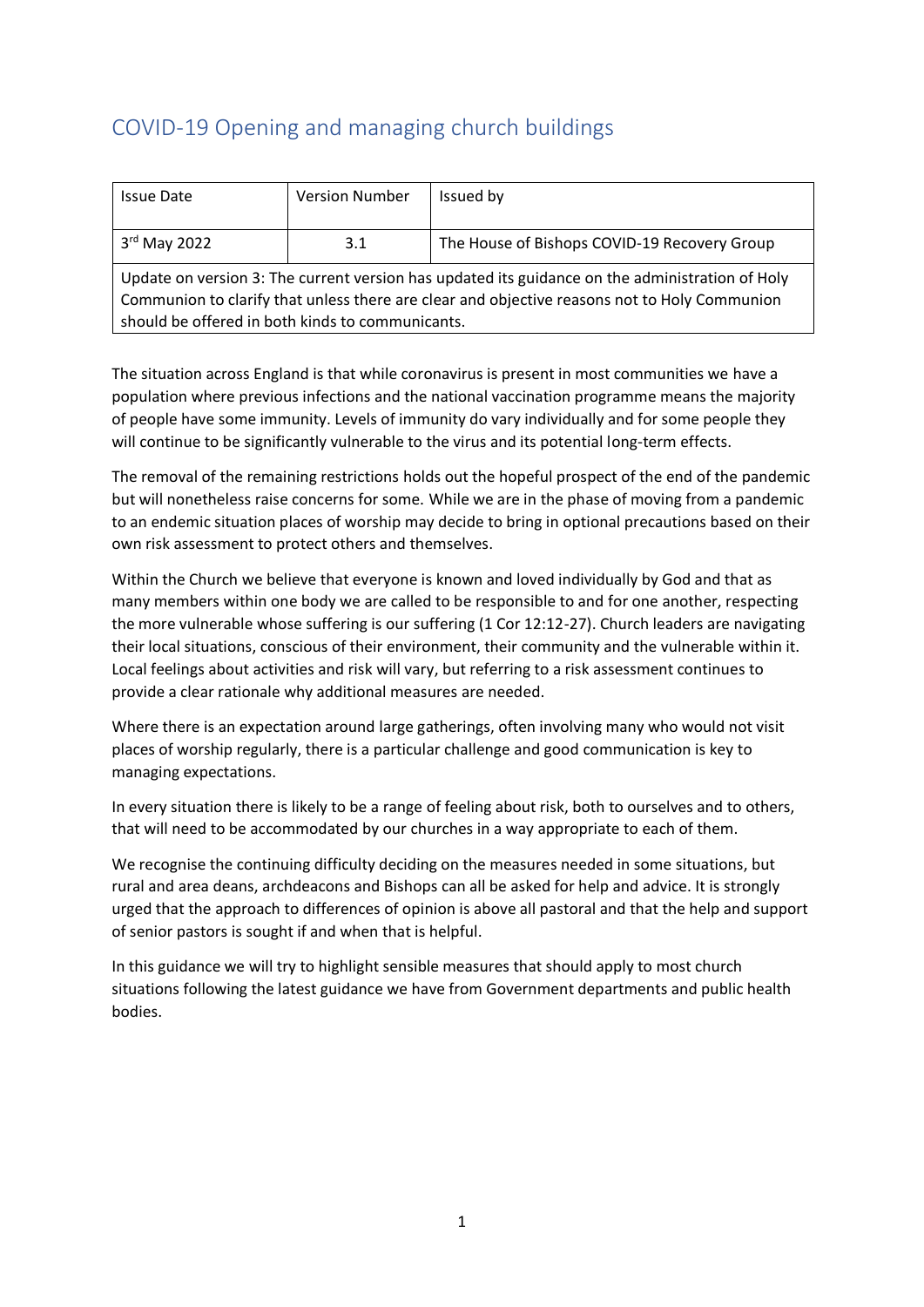# COVID-19 Opening and managing church buildings

| Issue Date | Version Number | Issued by |
|---|---|---|
| 3rd May 2022 | 3.1 | The House of Bishops COVID-19 Recovery Group |
| Update on version 3: The current version has updated its guidance on the administration of Holy Communion to clarify that unless there are clear and objective reasons not to Holy Communion should be offered in both kinds to communicants. | | |

The situation across England is that while coronavirus is present in most communities we have a population where previous infections and the national vaccination programme means the majority of people have some immunity. Levels of immunity do vary individually and for some people they will continue to be significantly vulnerable to the virus and its potential long-term effects.

The removal of the remaining restrictions holds out the hopeful prospect of the end of the pandemic but will nonetheless raise concerns for some. While we are in the phase of moving from a pandemic to an endemic situation places of worship may decide to bring in optional precautions based on their own risk assessment to protect others and themselves.

Within the Church we believe that everyone is known and loved individually by God and that as many members within one body we are called to be responsible to and for one another, respecting the more vulnerable whose suffering is our suffering (1 Cor 12:12-27). Church leaders are navigating their local situations, conscious of their environment, their community and the vulnerable within it. Local feelings about activities and risk will vary, but referring to a risk assessment continues to provide a clear rationale why additional measures are needed.

Where there is an expectation around large gatherings, often involving many who would not visit places of worship regularly, there is a particular challenge and good communication is key to managing expectations.

In every situation there is likely to be a range of feeling about risk, both to ourselves and to others, that will need to be accommodated by our churches in a way appropriate to each of them.

We recognise the continuing difficulty deciding on the measures needed in some situations, but rural and area deans, archdeacons and Bishops can all be asked for help and advice. It is strongly urged that the approach to differences of opinion is above all pastoral and that the help and support of senior pastors is sought if and when that is helpful.

In this guidance we will try to highlight sensible measures that should apply to most church situations following the latest guidance we have from Government departments and public health bodies.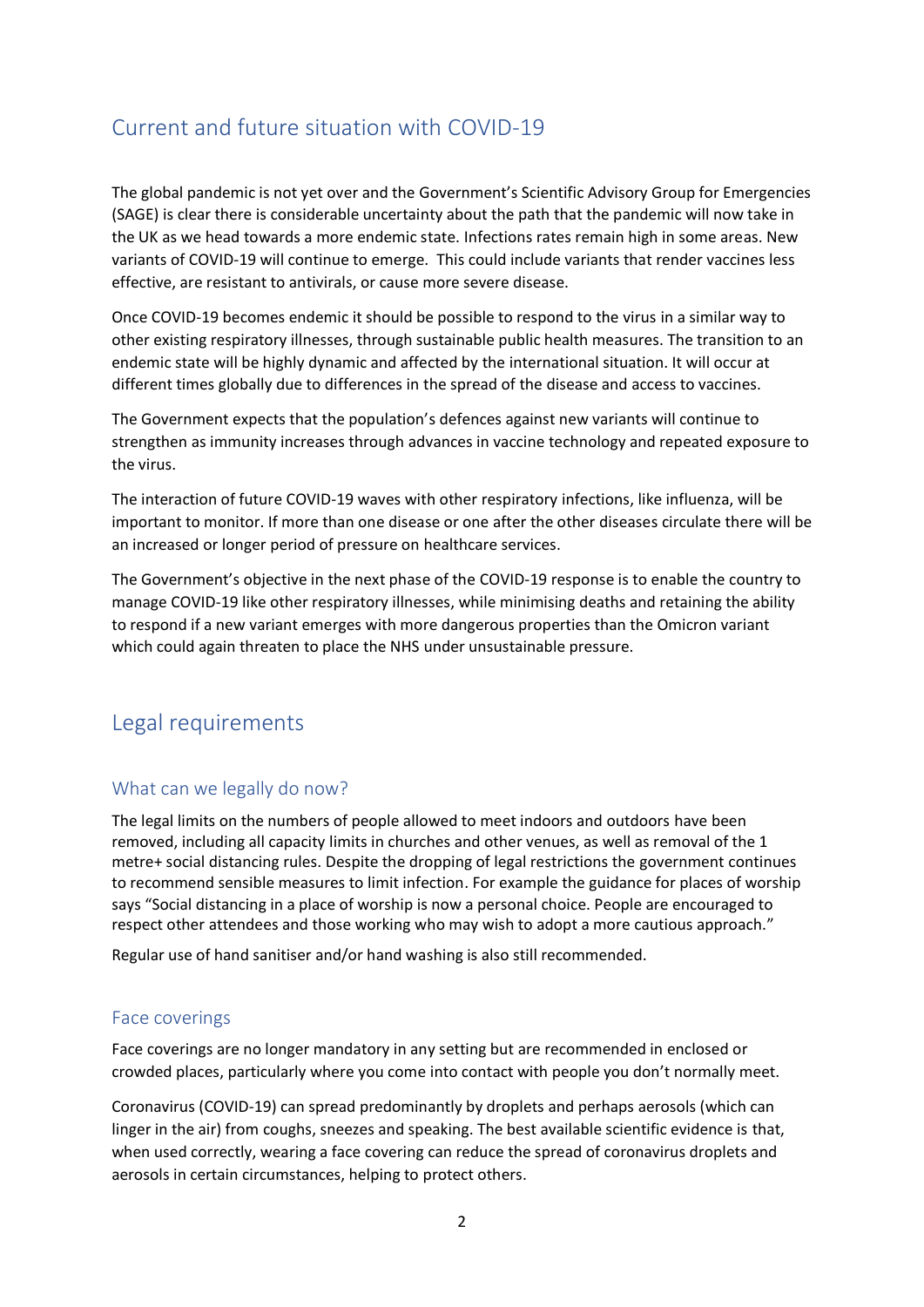## Current and future situation with COVID-19

The global pandemic is not yet over and the Government's Scientific Advisory Group for Emergencies (SAGE) is clear there is considerable uncertainty about the path that the pandemic will now take in the UK as we head towards a more endemic state. Infections rates remain high in some areas. New variants of COVID-19 will continue to emerge. This could include variants that render vaccines less effective, are resistant to antivirals, or cause more severe disease.

Once COVID-19 becomes endemic it should be possible to respond to the virus in a similar way to other existing respiratory illnesses, through sustainable public health measures. The transition to an endemic state will be highly dynamic and affected by the international situation. It will occur at different times globally due to differences in the spread of the disease and access to vaccines.

The Government expects that the population's defences against new variants will continue to strengthen as immunity increases through advances in vaccine technology and repeated exposure to the virus.

The interaction of future COVID-19 waves with other respiratory infections, like influenza, will be important to monitor. If more than one disease or one after the other diseases circulate there will be an increased or longer period of pressure on healthcare services.

The Government's objective in the next phase of the COVID-19 response is to enable the country to manage COVID-19 like other respiratory illnesses, while minimising deaths and retaining the ability to respond if a new variant emerges with more dangerous properties than the Omicron variant which could again threaten to place the NHS under unsustainable pressure.

## Legal requirements

### What can we legally do now?

The legal limits on the numbers of people allowed to meet indoors and outdoors have been removed, including all capacity limits in churches and other venues, as well as removal of the 1 metre+ social distancing rules. Despite the dropping of legal restrictions the government continues to recommend sensible measures to limit infection. For example the guidance for places of worship says "Social distancing in a place of worship is now a personal choice. People are encouraged to respect other attendees and those working who may wish to adopt a more cautious approach."

Regular use of hand sanitiser and/or hand washing is also still recommended.

### Face coverings

Face coverings are no longer mandatory in any setting but are recommended in enclosed or crowded places, particularly where you come into contact with people you don't normally meet.

Coronavirus (COVID-19) can spread predominantly by droplets and perhaps aerosols (which can linger in the air) from coughs, sneezes and speaking. The best available scientific evidence is that, when used correctly, wearing a face covering can reduce the spread of coronavirus droplets and aerosols in certain circumstances, helping to protect others.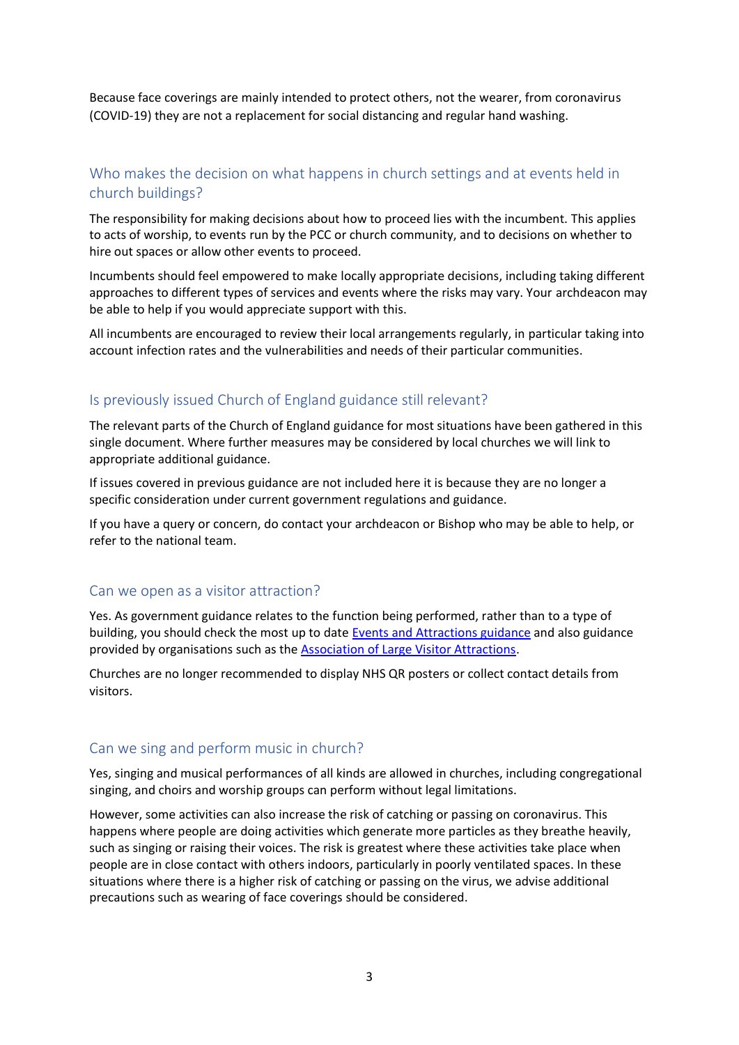Because face coverings are mainly intended to protect others, not the wearer, from coronavirus (COVID-19) they are not a replacement for social distancing and regular hand washing.

## Who makes the decision on what happens in church settings and at events held in church buildings?

The responsibility for making decisions about how to proceed lies with the incumbent. This applies to acts of worship, to events run by the PCC or church community, and to decisions on whether to hire out spaces or allow other events to proceed.

Incumbents should feel empowered to make locally appropriate decisions, including taking different approaches to different types of services and events where the risks may vary. Your archdeacon may be able to help if you would appreciate support with this.

All incumbents are encouraged to review their local arrangements regularly, in particular taking into account infection rates and the vulnerabilities and needs of their particular communities.

## Is previously issued Church of England guidance still relevant?

The relevant parts of the Church of England guidance for most situations have been gathered in this single document. Where further measures may be considered by local churches we will link to appropriate additional guidance.

If issues covered in previous guidance are not included here it is because they are no longer a specific consideration under current government regulations and guidance.

If you have a query or concern, do contact your archdeacon or Bishop who may be able to help, or refer to the national team.

## Can we open as a visitor attraction?

Yes. As government guidance relates to the function being performed, rather than to a type of building, you should check the most up to date Events and Attractions guidance and also guidance provided by organisations such as the Association of Large Visitor Attractions.

Churches are no longer recommended to display NHS QR posters or collect contact details from visitors.

## Can we sing and perform music in church?

Yes, singing and musical performances of all kinds are allowed in churches, including congregational singing, and choirs and worship groups can perform without legal limitations.

However, some activities can also increase the risk of catching or passing on coronavirus. This happens where people are doing activities which generate more particles as they breathe heavily, such as singing or raising their voices. The risk is greatest where these activities take place when people are in close contact with others indoors, particularly in poorly ventilated spaces. In these situations where there is a higher risk of catching or passing on the virus, we advise additional precautions such as wearing of face coverings should be considered.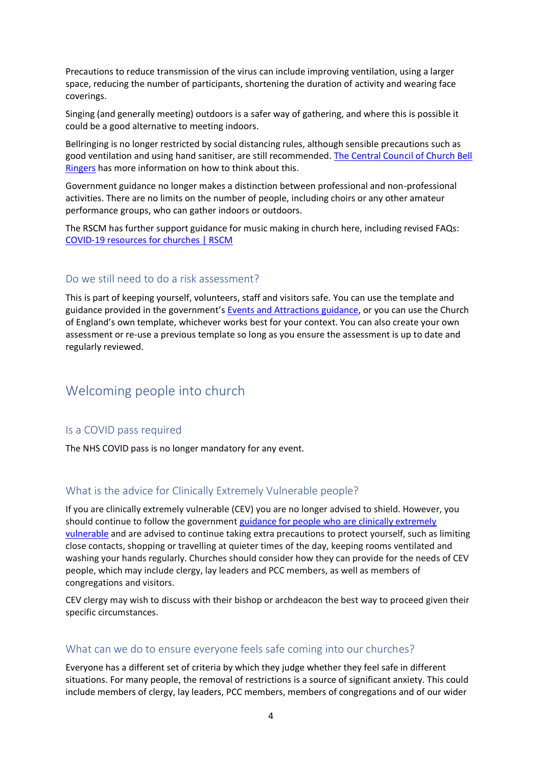Precautions to reduce transmission of the virus can include improving ventilation, using a larger space, reducing the number of participants, shortening the duration of activity and wearing face coverings.

Singing (and generally meeting) outdoors is a safer way of gathering, and where this is possible it could be a good alternative to meeting indoors.

Bellringing is no longer restricted by social distancing rules, although sensible precautions such as good ventilation and using hand sanitiser, are still recommended. [The Central Council of Church Bell Ringers] has more information on how to think about this.

Government guidance no longer makes a distinction between professional and non-professional activities. There are no limits on the number of people, including choirs or any other amateur performance groups, who can gather indoors or outdoors.

The RSCM has further support guidance for music making in church here, including revised FAQs: [COVID-19 resources for churches | RSCM]

### Do we still need to do a risk assessment?

This is part of keeping yourself, volunteers, staff and visitors safe. You can use the template and guidance provided in the government's [Events and Attractions guidance], or you can use the Church of England's own template, whichever works best for your context. You can also create your own assessment or re-use a previous template so long as you ensure the assessment is up to date and regularly reviewed.

## Welcoming people into church

### Is a COVID pass required

The NHS COVID pass is no longer mandatory for any event.

### What is the advice for Clinically Extremely Vulnerable people?

If you are clinically extremely vulnerable (CEV) you are no longer advised to shield. However, you should continue to follow the government [guidance for people who are clinically extremely vulnerable] and are advised to continue taking extra precautions to protect yourself, such as limiting close contacts, shopping or travelling at quieter times of the day, keeping rooms ventilated and washing your hands regularly. Churches should consider how they can provide for the needs of CEV people, which may include clergy, lay leaders and PCC members, as well as members of congregations and visitors.

CEV clergy may wish to discuss with their bishop or archdeacon the best way to proceed given their specific circumstances.

### What can we do to ensure everyone feels safe coming into our churches?

Everyone has a different set of criteria by which they judge whether they feel safe in different situations. For many people, the removal of restrictions is a source of significant anxiety. This could include members of clergy, lay leaders, PCC members, members of congregations and of our wider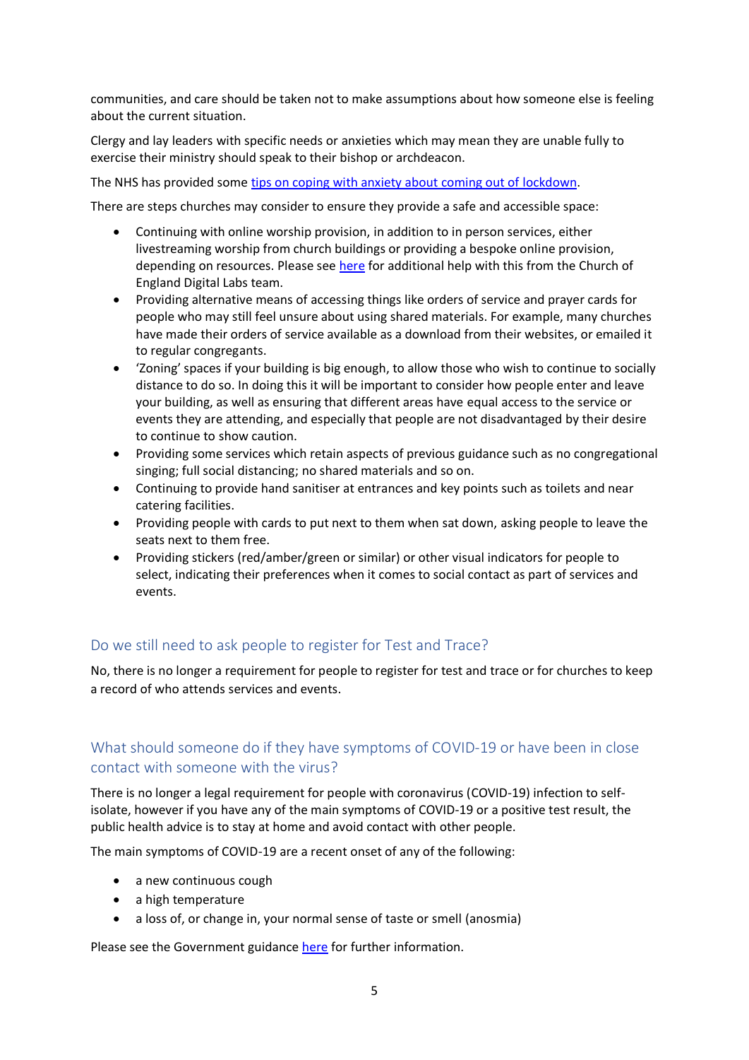communities, and care should be taken not to make assumptions about how someone else is feeling about the current situation.

Clergy and lay leaders with specific needs or anxieties which may mean they are unable fully to exercise their ministry should speak to their bishop or archdeacon.

The NHS has provided some tips on coping with anxiety about coming out of lockdown.

There are steps churches may consider to ensure they provide a safe and accessible space:

- Continuing with online worship provision, in addition to in person services, either livestreaming worship from church buildings or providing a bespoke online provision, depending on resources. Please see here for additional help with this from the Church of England Digital Labs team.
- Providing alternative means of accessing things like orders of service and prayer cards for people who may still feel unsure about using shared materials. For example, many churches have made their orders of service available as a download from their websites, or emailed it to regular congregants.
- 'Zoning' spaces if your building is big enough, to allow those who wish to continue to socially distance to do so. In doing this it will be important to consider how people enter and leave your building, as well as ensuring that different areas have equal access to the service or events they are attending, and especially that people are not disadvantaged by their desire to continue to show caution.
- Providing some services which retain aspects of previous guidance such as no congregational singing; full social distancing; no shared materials and so on.
- Continuing to provide hand sanitiser at entrances and key points such as toilets and near catering facilities.
- Providing people with cards to put next to them when sat down, asking people to leave the seats next to them free.
- Providing stickers (red/amber/green or similar) or other visual indicators for people to select, indicating their preferences when it comes to social contact as part of services and events.

## Do we still need to ask people to register for Test and Trace?

No, there is no longer a requirement for people to register for test and trace or for churches to keep a record of who attends services and events.

## What should someone do if they have symptoms of COVID-19 or have been in close contact with someone with the virus?

There is no longer a legal requirement for people with coronavirus (COVID-19) infection to self-isolate, however if you have any of the main symptoms of COVID-19 or a positive test result, the public health advice is to stay at home and avoid contact with other people.

The main symptoms of COVID-19 are a recent onset of any of the following:

- a new continuous cough
- a high temperature
- a loss of, or change in, your normal sense of taste or smell (anosmia)

Please see the Government guidance here for further information.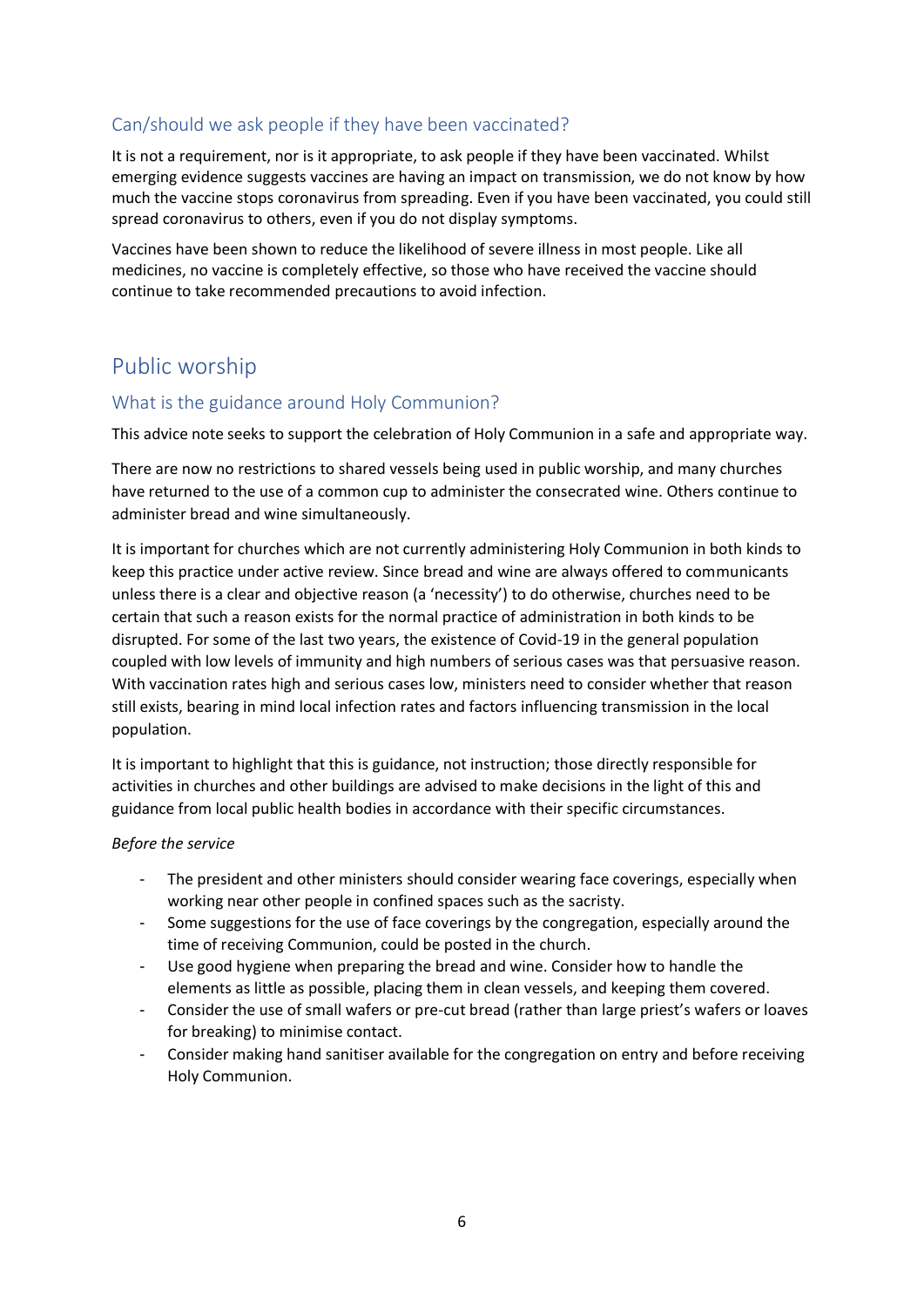### Can/should we ask people if they have been vaccinated?

It is not a requirement, nor is it appropriate, to ask people if they have been vaccinated. Whilst emerging evidence suggests vaccines are having an impact on transmission, we do not know by how much the vaccine stops coronavirus from spreading. Even if you have been vaccinated, you could still spread coronavirus to others, even if you do not display symptoms.

Vaccines have been shown to reduce the likelihood of severe illness in most people. Like all medicines, no vaccine is completely effective, so those who have received the vaccine should continue to take recommended precautions to avoid infection.

## Public worship

### What is the guidance around Holy Communion?

This advice note seeks to support the celebration of Holy Communion in a safe and appropriate way.

There are now no restrictions to shared vessels being used in public worship, and many churches have returned to the use of a common cup to administer the consecrated wine. Others continue to administer bread and wine simultaneously.

It is important for churches which are not currently administering Holy Communion in both kinds to keep this practice under active review. Since bread and wine are always offered to communicants unless there is a clear and objective reason (a 'necessity') to do otherwise, churches need to be certain that such a reason exists for the normal practice of administration in both kinds to be disrupted. For some of the last two years, the existence of Covid-19 in the general population coupled with low levels of immunity and high numbers of serious cases was that persuasive reason. With vaccination rates high and serious cases low, ministers need to consider whether that reason still exists, bearing in mind local infection rates and factors influencing transmission in the local population.

It is important to highlight that this is guidance, not instruction; those directly responsible for activities in churches and other buildings are advised to make decisions in the light of this and guidance from local public health bodies in accordance with their specific circumstances.

*Before the service*

- The president and other ministers should consider wearing face coverings, especially when working near other people in confined spaces such as the sacristy.
- Some suggestions for the use of face coverings by the congregation, especially around the time of receiving Communion, could be posted in the church.
- Use good hygiene when preparing the bread and wine. Consider how to handle the elements as little as possible, placing them in clean vessels, and keeping them covered.
- Consider the use of small wafers or pre-cut bread (rather than large priest's wafers or loaves for breaking) to minimise contact.
- Consider making hand sanitiser available for the congregation on entry and before receiving Holy Communion.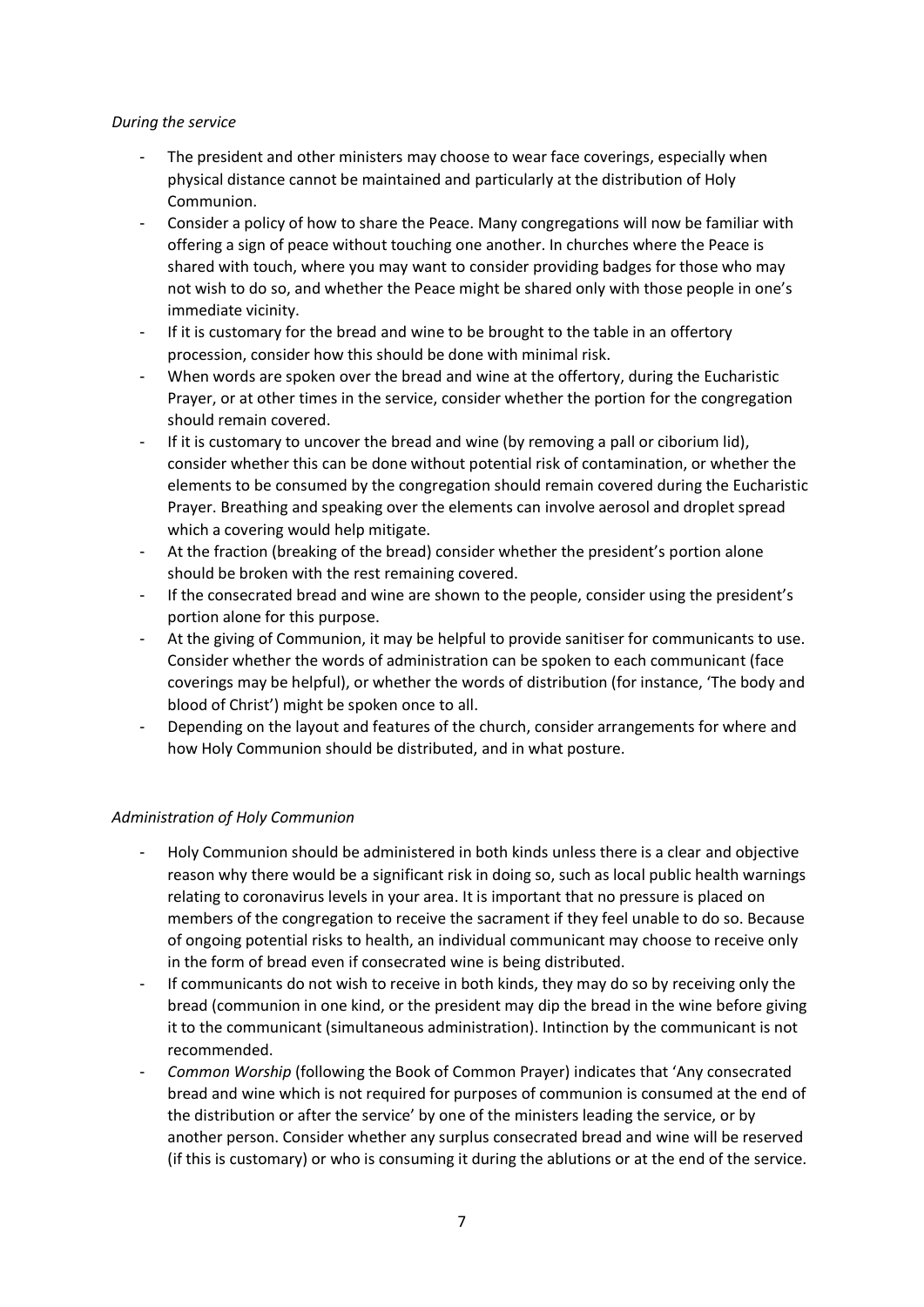*During the service*

- The president and other ministers may choose to wear face coverings, especially when physical distance cannot be maintained and particularly at the distribution of Holy Communion.
- Consider a policy of how to share the Peace. Many congregations will now be familiar with offering a sign of peace without touching one another. In churches where the Peace is shared with touch, where you may want to consider providing badges for those who may not wish to do so, and whether the Peace might be shared only with those people in one's immediate vicinity.
- If it is customary for the bread and wine to be brought to the table in an offertory procession, consider how this should be done with minimal risk.
- When words are spoken over the bread and wine at the offertory, during the Eucharistic Prayer, or at other times in the service, consider whether the portion for the congregation should remain covered.
- If it is customary to uncover the bread and wine (by removing a pall or ciborium lid), consider whether this can be done without potential risk of contamination, or whether the elements to be consumed by the congregation should remain covered during the Eucharistic Prayer. Breathing and speaking over the elements can involve aerosol and droplet spread which a covering would help mitigate.
- At the fraction (breaking of the bread) consider whether the president's portion alone should be broken with the rest remaining covered.
- If the consecrated bread and wine are shown to the people, consider using the president's portion alone for this purpose.
- At the giving of Communion, it may be helpful to provide sanitiser for communicants to use. Consider whether the words of administration can be spoken to each communicant (face coverings may be helpful), or whether the words of distribution (for instance, 'The body and blood of Christ') might be spoken once to all.
- Depending on the layout and features of the church, consider arrangements for where and how Holy Communion should be distributed, and in what posture.

*Administration of Holy Communion*

- Holy Communion should be administered in both kinds unless there is a clear and objective reason why there would be a significant risk in doing so, such as local public health warnings relating to coronavirus levels in your area. It is important that no pressure is placed on members of the congregation to receive the sacrament if they feel unable to do so. Because of ongoing potential risks to health, an individual communicant may choose to receive only in the form of bread even if consecrated wine is being distributed.
- If communicants do not wish to receive in both kinds, they may do so by receiving only the bread (communion in one kind, or the president may dip the bread in the wine before giving it to the communicant (simultaneous administration). Intinction by the communicant is not recommended.
- *Common Worship* (following the Book of Common Prayer) indicates that 'Any consecrated bread and wine which is not required for purposes of communion is consumed at the end of the distribution or after the service' by one of the ministers leading the service, or by another person. Consider whether any surplus consecrated bread and wine will be reserved (if this is customary) or who is consuming it during the ablutions or at the end of the service.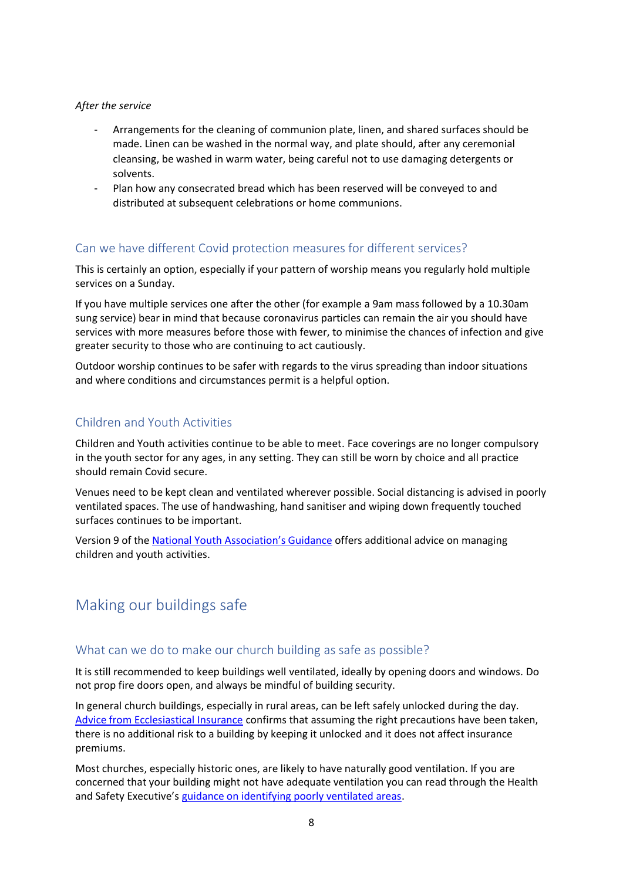*After the service*

- Arrangements for the cleaning of communion plate, linen, and shared surfaces should be made. Linen can be washed in the normal way, and plate should, after any ceremonial cleansing, be washed in warm water, being careful not to use damaging detergents or solvents.
- Plan how any consecrated bread which has been reserved will be conveyed to and distributed at subsequent celebrations or home communions.

### Can we have different Covid protection measures for different services?

This is certainly an option, especially if your pattern of worship means you regularly hold multiple services on a Sunday.

If you have multiple services one after the other (for example a 9am mass followed by a 10.30am sung service) bear in mind that because coronavirus particles can remain the air you should have services with more measures before those with fewer, to minimise the chances of infection and give greater security to those who are continuing to act cautiously.

Outdoor worship continues to be safer with regards to the virus spreading than indoor situations and where conditions and circumstances permit is a helpful option.

### Children and Youth Activities

Children and Youth activities continue to be able to meet. Face coverings are no longer compulsory in the youth sector for any ages, in any setting. They can still be worn by choice and all practice should remain Covid secure.

Venues need to be kept clean and ventilated wherever possible. Social distancing is advised in poorly ventilated spaces. The use of handwashing, hand sanitiser and wiping down frequently touched surfaces continues to be important.

Version 9 of the National Youth Association's Guidance offers additional advice on managing children and youth activities.

## Making our buildings safe

### What can we do to make our church building as safe as possible?

It is still recommended to keep buildings well ventilated, ideally by opening doors and windows. Do not prop fire doors open, and always be mindful of building security.

In general church buildings, especially in rural areas, can be left safely unlocked during the day. Advice from Ecclesiastical Insurance confirms that assuming the right precautions have been taken, there is no additional risk to a building by keeping it unlocked and it does not affect insurance premiums.

Most churches, especially historic ones, are likely to have naturally good ventilation. If you are concerned that your building might not have adequate ventilation you can read through the Health and Safety Executive's guidance on identifying poorly ventilated areas.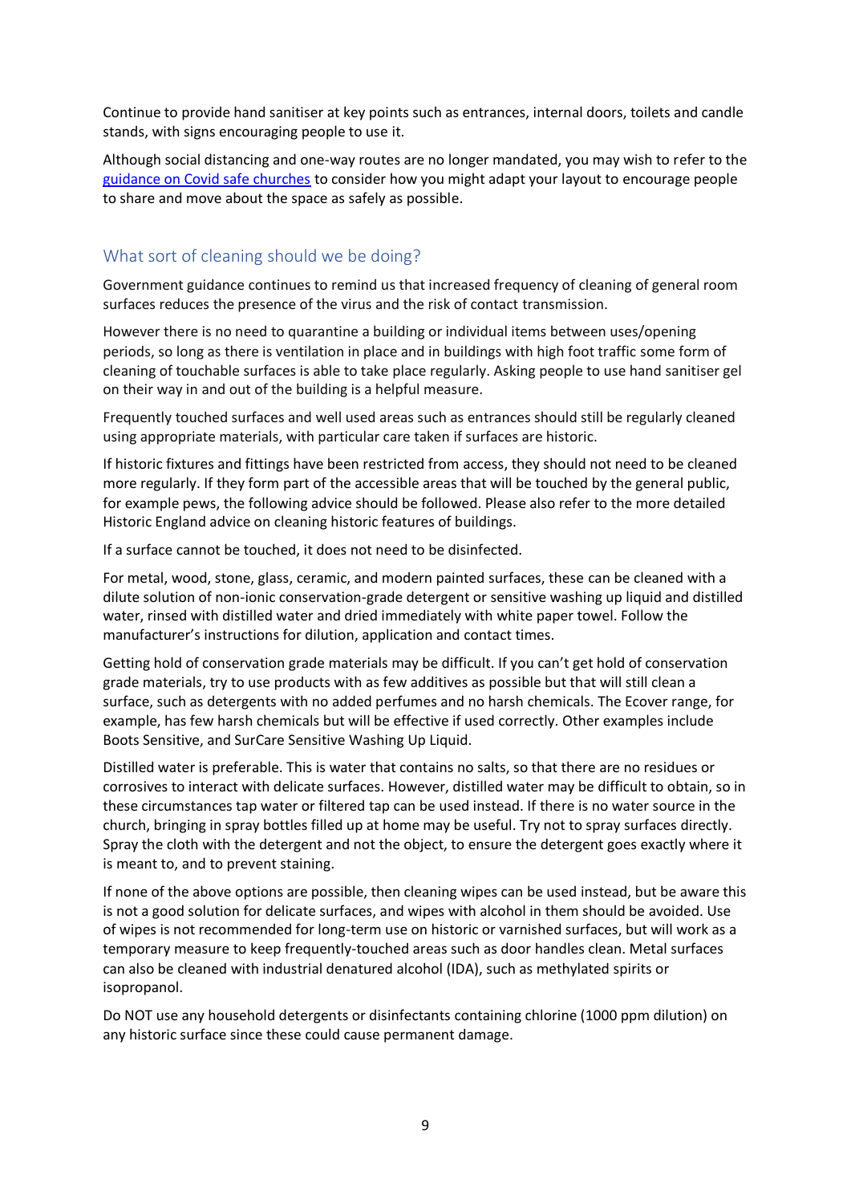Continue to provide hand sanitiser at key points such as entrances, internal doors, toilets and candle stands, with signs encouraging people to use it.

Although social distancing and one-way routes are no longer mandated, you may wish to refer to the guidance on Covid safe churches to consider how you might adapt your layout to encourage people to share and move about the space as safely as possible.

## What sort of cleaning should we be doing?

Government guidance continues to remind us that increased frequency of cleaning of general room surfaces reduces the presence of the virus and the risk of contact transmission.

However there is no need to quarantine a building or individual items between uses/opening periods, so long as there is ventilation in place and in buildings with high foot traffic some form of cleaning of touchable surfaces is able to take place regularly. Asking people to use hand sanitiser gel on their way in and out of the building is a helpful measure.

Frequently touched surfaces and well used areas such as entrances should still be regularly cleaned using appropriate materials, with particular care taken if surfaces are historic.

If historic fixtures and fittings have been restricted from access, they should not need to be cleaned more regularly. If they form part of the accessible areas that will be touched by the general public, for example pews, the following advice should be followed. Please also refer to the more detailed Historic England advice on cleaning historic features of buildings.

If a surface cannot be touched, it does not need to be disinfected.

For metal, wood, stone, glass, ceramic, and modern painted surfaces, these can be cleaned with a dilute solution of non-ionic conservation-grade detergent or sensitive washing up liquid and distilled water, rinsed with distilled water and dried immediately with white paper towel. Follow the manufacturer's instructions for dilution, application and contact times.

Getting hold of conservation grade materials may be difficult. If you can't get hold of conservation grade materials, try to use products with as few additives as possible but that will still clean a surface, such as detergents with no added perfumes and no harsh chemicals. The Ecover range, for example, has few harsh chemicals but will be effective if used correctly. Other examples include Boots Sensitive, and SurCare Sensitive Washing Up Liquid.

Distilled water is preferable. This is water that contains no salts, so that there are no residues or corrosives to interact with delicate surfaces. However, distilled water may be difficult to obtain, so in these circumstances tap water or filtered tap can be used instead. If there is no water source in the church, bringing in spray bottles filled up at home may be useful. Try not to spray surfaces directly. Spray the cloth with the detergent and not the object, to ensure the detergent goes exactly where it is meant to, and to prevent staining.

If none of the above options are possible, then cleaning wipes can be used instead, but be aware this is not a good solution for delicate surfaces, and wipes with alcohol in them should be avoided. Use of wipes is not recommended for long-term use on historic or varnished surfaces, but will work as a temporary measure to keep frequently-touched areas such as door handles clean. Metal surfaces can also be cleaned with industrial denatured alcohol (IDA), such as methylated spirits or isopropanol.

Do NOT use any household detergents or disinfectants containing chlorine (1000 ppm dilution) on any historic surface since these could cause permanent damage.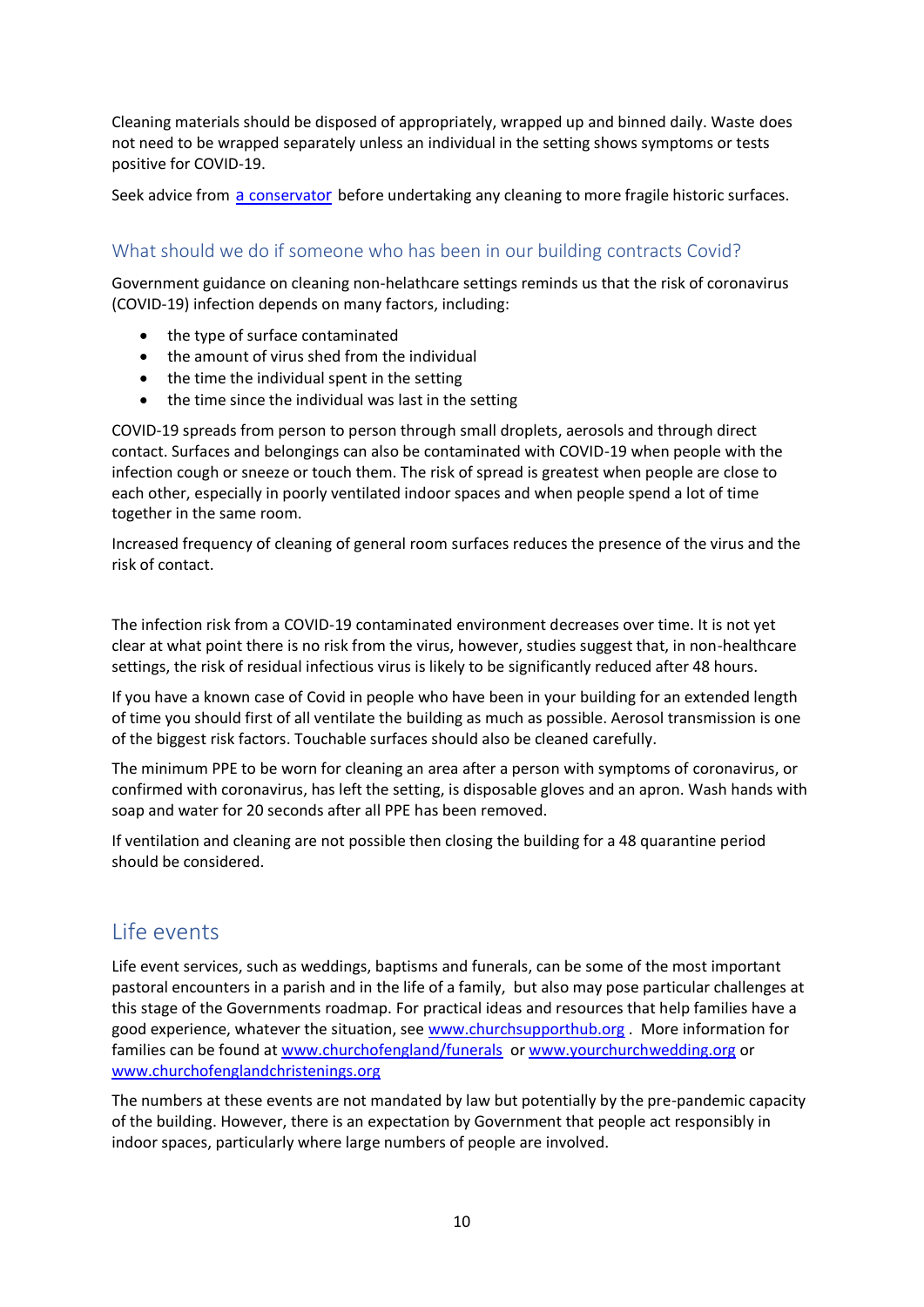Cleaning materials should be disposed of appropriately, wrapped up and binned daily. Waste does not need to be wrapped separately unless an individual in the setting shows symptoms or tests positive for COVID-19.

Seek advice from [a conservator](#) before undertaking any cleaning to more fragile historic surfaces.

### What should we do if someone who has been in our building contracts Covid?

Government guidance on cleaning non-helathcare settings reminds us that the risk of coronavirus (COVID-19) infection depends on many factors, including:

- the type of surface contaminated
- the amount of virus shed from the individual
- the time the individual spent in the setting
- the time since the individual was last in the setting

COVID-19 spreads from person to person through small droplets, aerosols and through direct contact. Surfaces and belongings can also be contaminated with COVID-19 when people with the infection cough or sneeze or touch them. The risk of spread is greatest when people are close to each other, especially in poorly ventilated indoor spaces and when people spend a lot of time together in the same room.

Increased frequency of cleaning of general room surfaces reduces the presence of the virus and the risk of contact.

The infection risk from a COVID-19 contaminated environment decreases over time. It is not yet clear at what point there is no risk from the virus, however, studies suggest that, in non-healthcare settings, the risk of residual infectious virus is likely to be significantly reduced after 48 hours.

If you have a known case of Covid in people who have been in your building for an extended length of time you should first of all ventilate the building as much as possible. Aerosol transmission is one of the biggest risk factors. Touchable surfaces should also be cleaned carefully.

The minimum PPE to be worn for cleaning an area after a person with symptoms of coronavirus, or confirmed with coronavirus, has left the setting, is disposable gloves and an apron. Wash hands with soap and water for 20 seconds after all PPE has been removed.

If ventilation and cleaning are not possible then closing the building for a 48 quarantine period should be considered.

## Life events

Life event services, such as weddings, baptisms and funerals, can be some of the most important pastoral encounters in a parish and in the life of a family, but also may pose particular challenges at this stage of the Governments roadmap. For practical ideas and resources that help families have a good experience, whatever the situation, see [www.churchsupporthub.org](http://www.churchsupporthub.org) . More information for families can be found at [www.churchofengland/funerals](http://www.churchofengland/funerals) or [www.yourchurchwedding.org](http://www.yourchurchwedding.org) or [www.churchofenglandchristenings.org](http://www.churchofenglandchristenings.org)

The numbers at these events are not mandated by law but potentially by the pre-pandemic capacity of the building. However, there is an expectation by Government that people act responsibly in indoor spaces, particularly where large numbers of people are involved.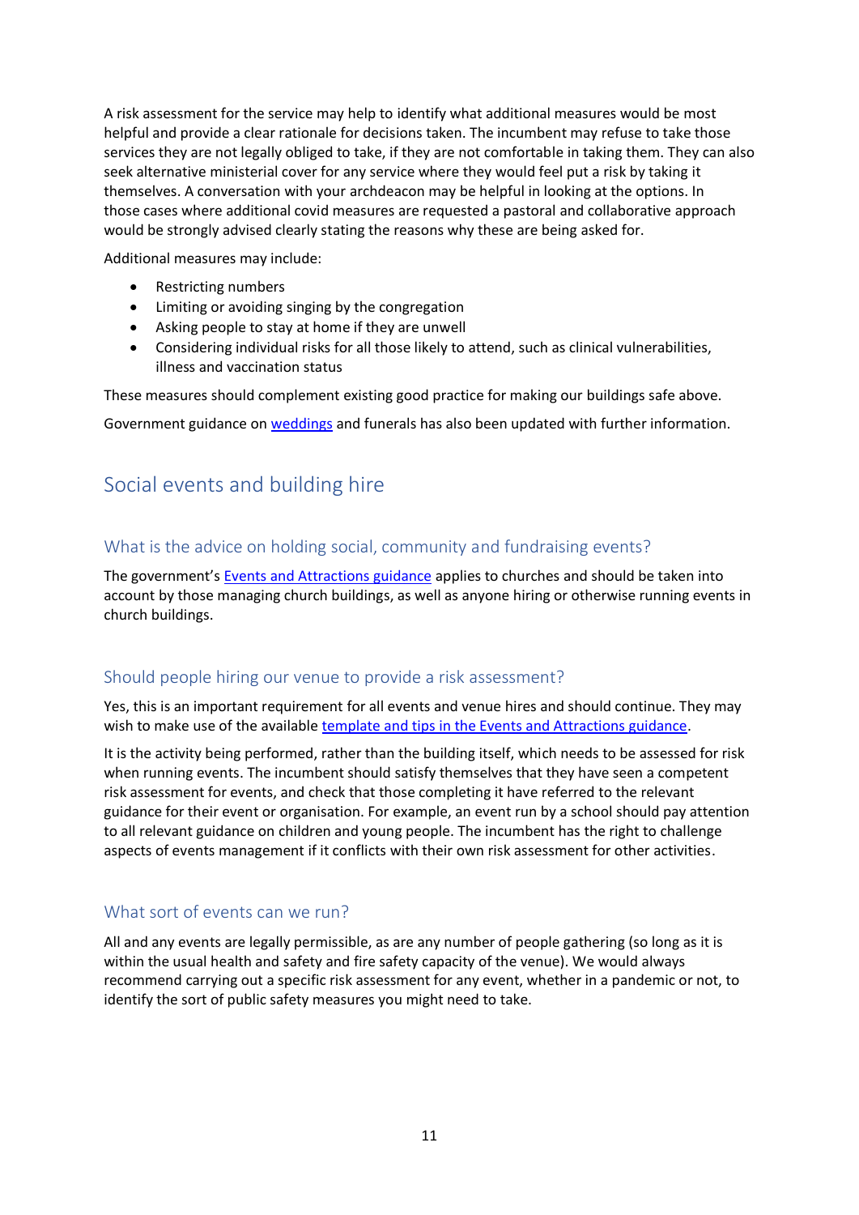A risk assessment for the service may help to identify what additional measures would be most helpful and provide a clear rationale for decisions taken. The incumbent may refuse to take those services they are not legally obliged to take, if they are not comfortable in taking them. They can also seek alternative ministerial cover for any service where they would feel put a risk by taking it themselves. A conversation with your archdeacon may be helpful in looking at the options. In those cases where additional covid measures are requested a pastoral and collaborative approach would be strongly advised clearly stating the reasons why these are being asked for.

Additional measures may include:

- Restricting numbers
- Limiting or avoiding singing by the congregation
- Asking people to stay at home if they are unwell
- Considering individual risks for all those likely to attend, such as clinical vulnerabilities, illness and vaccination status

These measures should complement existing good practice for making our buildings safe above.

Government guidance on [weddings](#) and funerals has also been updated with further information.

## Social events and building hire

### What is the advice on holding social, community and fundraising events?

The government's [Events and Attractions guidance](#) applies to churches and should be taken into account by those managing church buildings, as well as anyone hiring or otherwise running events in church buildings.

### Should people hiring our venue to provide a risk assessment?

Yes, this is an important requirement for all events and venue hires and should continue. They may wish to make use of the available [template and tips in the Events and Attractions guidance](#).

It is the activity being performed, rather than the building itself, which needs to be assessed for risk when running events. The incumbent should satisfy themselves that they have seen a competent risk assessment for events, and check that those completing it have referred to the relevant guidance for their event or organisation. For example, an event run by a school should pay attention to all relevant guidance on children and young people. The incumbent has the right to challenge aspects of events management if it conflicts with their own risk assessment for other activities.

### What sort of events can we run?

All and any events are legally permissible, as are any number of people gathering (so long as it is within the usual health and safety and fire safety capacity of the venue). We would always recommend carrying out a specific risk assessment for any event, whether in a pandemic or not, to identify the sort of public safety measures you might need to take.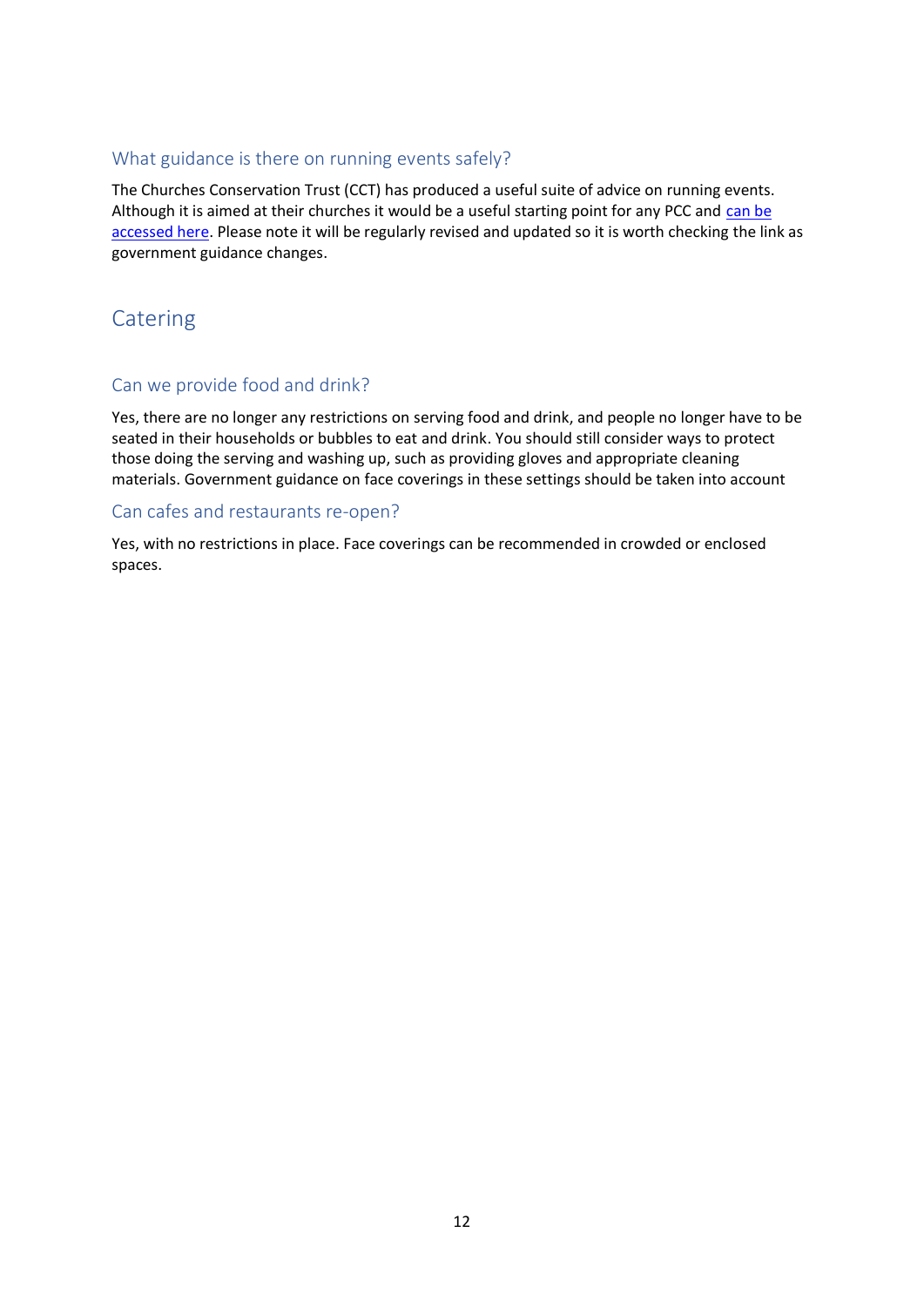### What guidance is there on running events safely?

The Churches Conservation Trust (CCT) has produced a useful suite of advice on running events. Although it is aimed at their churches it would be a useful starting point for any PCC and can be accessed here. Please note it will be regularly revised and updated so it is worth checking the link as government guidance changes.

## Catering

### Can we provide food and drink?

Yes, there are no longer any restrictions on serving food and drink, and people no longer have to be seated in their households or bubbles to eat and drink. You should still consider ways to protect those doing the serving and washing up, such as providing gloves and appropriate cleaning materials. Government guidance on face coverings in these settings should be taken into account

### Can cafes and restaurants re-open?

Yes, with no restrictions in place. Face coverings can be recommended in crowded or enclosed spaces.